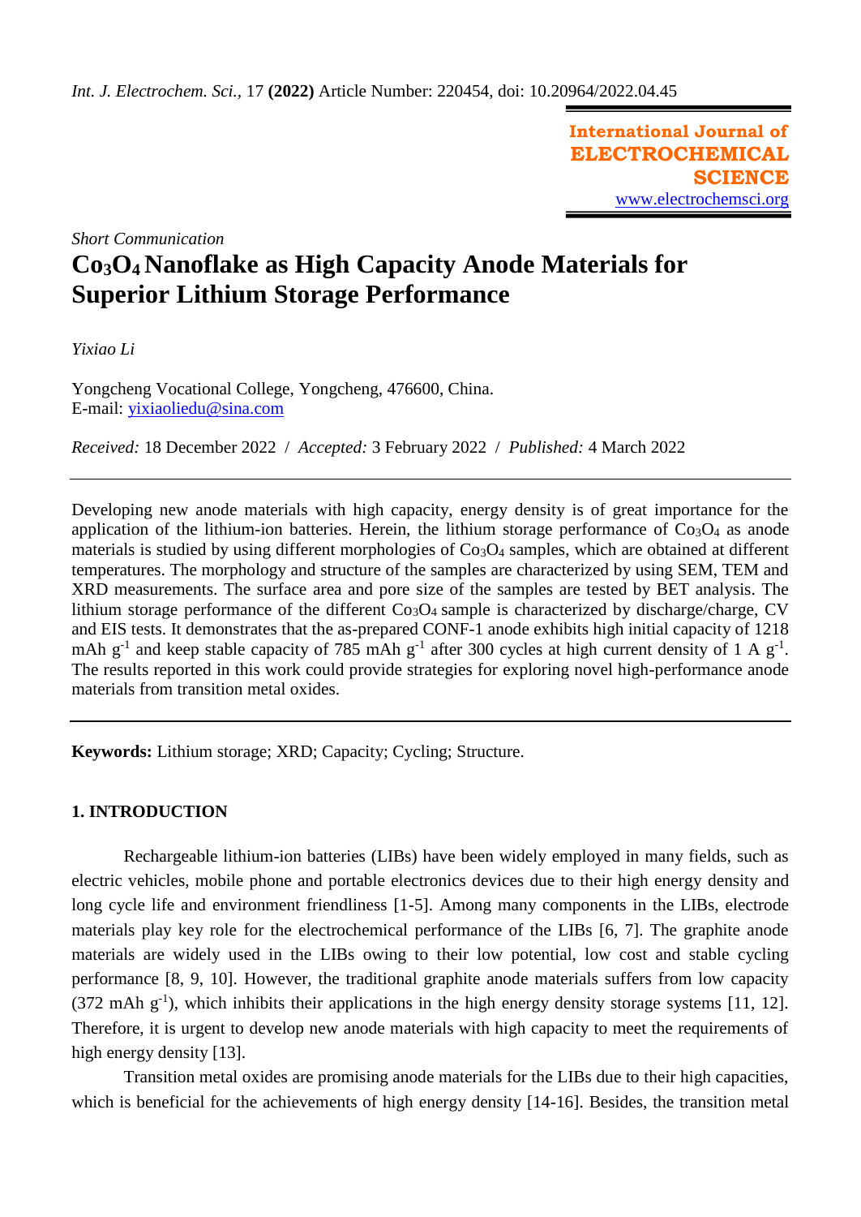*Int. J. Electrochem. Sci.*, 17 **(2022)** Article Number: 220454, doi: 10.20964/2022.04.45

**International Journal of ELECTROCHEMICAL SCIENCE**
www.electrochemsci.org

*Short Communication*

# $Co_3O_4$ Nanoflake as High Capacity Anode Materials for Superior Lithium Storage Performance

*Yixiao Li*

Yongcheng Vocational College, Yongcheng, 476600, China.
E-mail: yixiaoliedu@sina.com

*Received:* 18 December 2022 / *Accepted:* 3 February 2022 / *Published:* 4 March 2022

Developing new anode materials with high capacity, energy density is of great importance for the application of the lithium-ion batteries. Herein, the lithium storage performance of $Co_3O_4$ as anode materials is studied by using different morphologies of $Co_3O_4$ samples, which are obtained at different temperatures. The morphology and structure of the samples are characterized by using SEM, TEM and XRD measurements. The surface area and pore size of the samples are tested by BET analysis. The lithium storage performance of the different $Co_3O_4$ sample is characterized by discharge/charge, CV and EIS tests. It demonstrates that the as-prepared CONF-1 anode exhibits high initial capacity of 1218 mAh $g^{-1}$ and keep stable capacity of 785 mAh $g^{-1}$ after 300 cycles at high current density of 1 A $g^{-1}$. The results reported in this work could provide strategies for exploring novel high-performance anode materials from transition metal oxides.

**Keywords:** Lithium storage; XRD; Capacity; Cycling; Structure.

## 1. INTRODUCTION

Rechargeable lithium-ion batteries (LIBs) have been widely employed in many fields, such as electric vehicles, mobile phone and portable electronics devices due to their high energy density and long cycle life and environment friendliness [1-5]. Among many components in the LIBs, electrode materials play key role for the electrochemical performance of the LIBs [6, 7]. The graphite anode materials are widely used in the LIBs owing to their low potential, low cost and stable cycling performance [8, 9, 10]. However, the traditional graphite anode materials suffers from low capacity (372 mAh $g^{-1}$), which inhibits their applications in the high energy density storage systems [11, 12]. Therefore, it is urgent to develop new anode materials with high capacity to meet the requirements of high energy density [13].

Transition metal oxides are promising anode materials for the LIBs due to their high capacities, which is beneficial for the achievements of high energy density [14-16]. Besides, the transition metal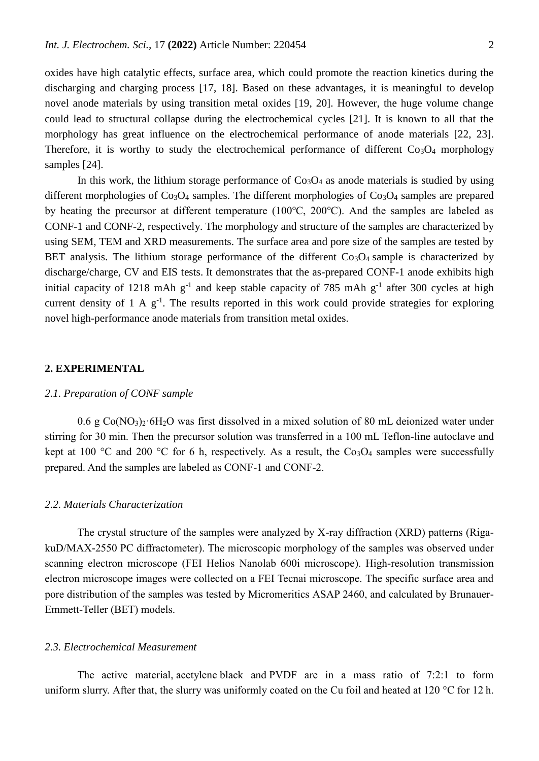oxides have high catalytic effects, surface area, which could promote the reaction kinetics during the discharging and charging process [17, 18]. Based on these advantages, it is meaningful to develop novel anode materials by using transition metal oxides [19, 20]. However, the huge volume change could lead to structural collapse during the electrochemical cycles [21]. It is known to all that the morphology has great influence on the electrochemical performance of anode materials [22, 23]. Therefore, it is worthy to study the electrochemical performance of different $Co_3O_4$ morphology samples [24].

In this work, the lithium storage performance of $Co_3O_4$ as anode materials is studied by using different morphologies of $Co_3O_4$ samples. The different morphologies of $Co_3O_4$ samples are prepared by heating the precursor at different temperature (100°C, 200°C). And the samples are labeled as CONF-1 and CONF-2, respectively. The morphology and structure of the samples are characterized by using SEM, TEM and XRD measurements. The surface area and pore size of the samples are tested by BET analysis. The lithium storage performance of the different $Co_3O_4$ sample is characterized by discharge/charge, CV and EIS tests. It demonstrates that the as-prepared CONF-1 anode exhibits high initial capacity of 1218 mAh $g^{-1}$ and keep stable capacity of 785 mAh $g^{-1}$ after 300 cycles at high current density of 1 A $g^{-1}$. The results reported in this work could provide strategies for exploring novel high-performance anode materials from transition metal oxides.

## 2. EXPERIMENTAL

### *2.1. Preparation of CONF sample*

0.6 g $Co(NO_3)_2 \cdot 6H_2O$ was first dissolved in a mixed solution of 80 mL deionized water under stirring for 30 min. Then the precursor solution was transferred in a 100 mL Teflon-line autoclave and kept at 100 °C and 200 °C for 6 h, respectively. As a result, the $Co_3O_4$ samples were successfully prepared. And the samples are labeled as CONF-1 and CONF-2.

### *2.2. Materials Characterization*

The crystal structure of the samples were analyzed by X-ray diffraction (XRD) patterns (Riga-kuD/MAX-2550 PC diffractometer). The microscopic morphology of the samples was observed under scanning electron microscope (FEI Helios Nanolab 600i microscope). High-resolution transmission electron microscope images were collected on a FEI Tecnai microscope. The specific surface area and pore distribution of the samples was tested by Micromeritics ASAP 2460, and calculated by Brunauer-Emmett-Teller (BET) models.

### *2.3. Electrochemical Measurement*

The active material, acetylene black and PVDF are in a mass ratio of 7:2:1 to form uniform slurry. After that, the slurry was uniformly coated on the Cu foil and heated at 120 °C for 12 h.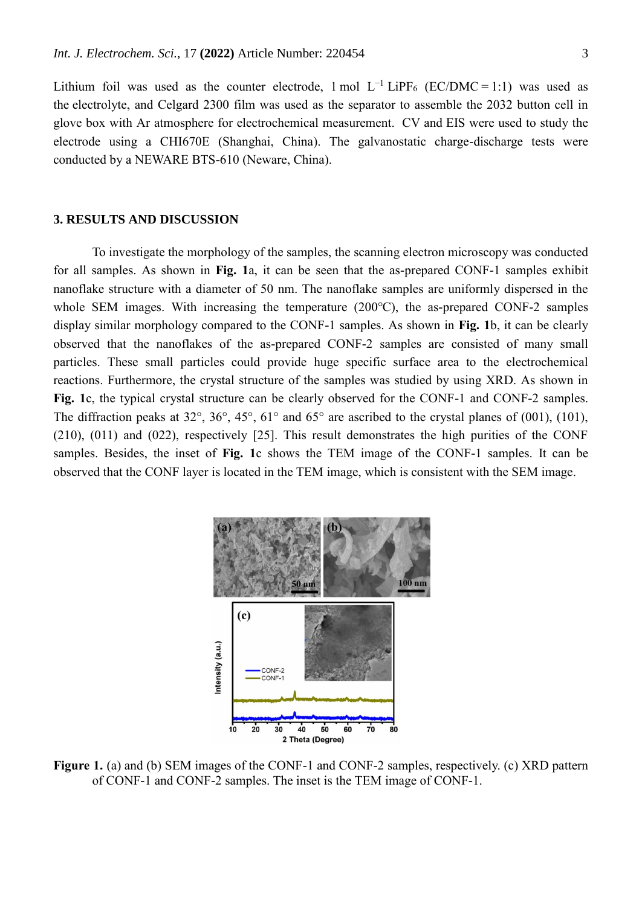Lithium foil was used as the counter electrode, 1 mol $L^{-1}$ $LiPF_6$ (EC/DMC = 1:1) was used as the electrolyte, and Celgard 2300 film was used as the separator to assemble the 2032 button cell in glove box with Ar atmosphere for electrochemical measurement. CV and EIS were used to study the electrode using a CHI670E (Shanghai, China). The galvanostatic charge-discharge tests were conducted by a NEWARE BTS-610 (Neware, China).

## 3. RESULTS AND DISCUSSION

To investigate the morphology of the samples, the scanning electron microscopy was conducted for all samples. As shown in **Fig. 1**a, it can be seen that the as-prepared CONF-1 samples exhibit nanoflake structure with a diameter of 50 nm. The nanoflake samples are uniformly dispersed in the whole SEM images. With increasing the temperature (200°C), the as-prepared CONF-2 samples display similar morphology compared to the CONF-1 samples. As shown in **Fig. 1**b, it can be clearly observed that the nanoflakes of the as-prepared CONF-2 samples are consisted of many small particles. These small particles could provide huge specific surface area to the electrochemical reactions. Furthermore, the crystal structure of the samples was studied by using XRD. As shown in **Fig. 1**c, the typical crystal structure can be clearly observed for the CONF-1 and CONF-2 samples. The diffraction peaks at 32°, 36°, 45°, 61° and 65° are ascribed to the crystal planes of (001), (101), (210), (011) and (022), respectively [25]. This result demonstrates the high purities of the CONF samples. Besides, the inset of **Fig. 1**c shows the TEM image of the CONF-1 samples. It can be observed that the CONF layer is located in the TEM image, which is consistent with the SEM image.

**Figure 1.** (a) and (b) SEM images of the CONF-1 and CONF-2 samples, respectively. (c) XRD pattern of CONF-1 and CONF-2 samples. The inset is the TEM image of CONF-1.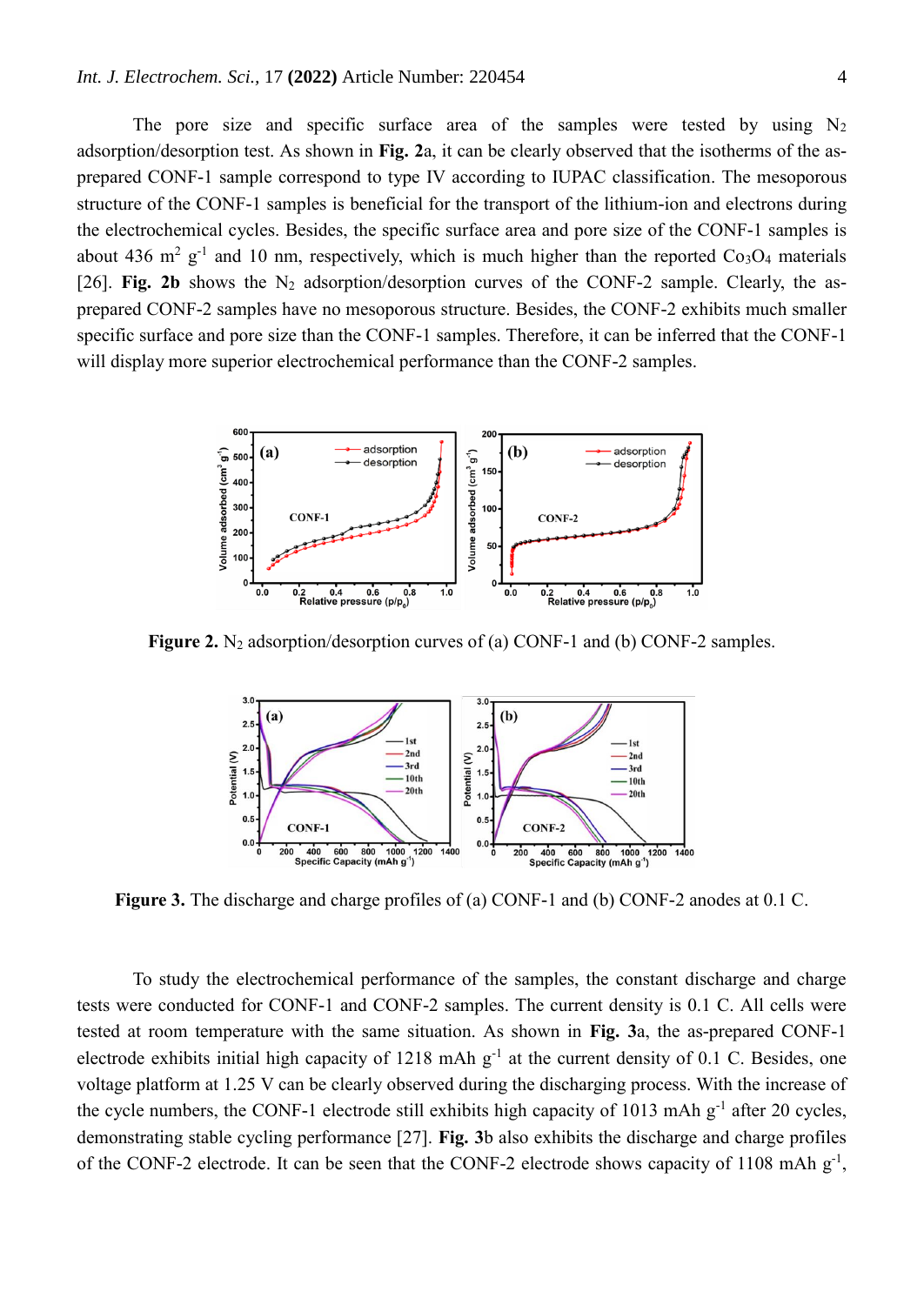The pore size and specific surface area of the samples were tested by using $N_2$ adsorption/desorption test. As shown in **Fig. 2**a, it can be clearly observed that the isotherms of the as-prepared CONF-1 sample correspond to type IV according to IUPAC classification. The mesoporous structure of the CONF-1 samples is beneficial for the transport of the lithium-ion and electrons during the electrochemical cycles. Besides, the specific surface area and pore size of the CONF-1 samples is about 436 $m^2$ $g^{-1}$ and 10 nm, respectively, which is much higher than the reported $Co_3O_4$ materials [26]. **Fig. 2b** shows the $N_2$ adsorption/desorption curves of the CONF-2 sample. Clearly, the as-prepared CONF-2 samples have no mesoporous structure. Besides, the CONF-2 exhibits much smaller specific surface and pore size than the CONF-1 samples. Therefore, it can be inferred that the CONF-1 will display more superior electrochemical performance than the CONF-2 samples.

**Figure 2.** $N_2$ adsorption/desorption curves of (a) CONF-1 and (b) CONF-2 samples.

**Figure 3.** The discharge and charge profiles of (a) CONF-1 and (b) CONF-2 anodes at 0.1 C.

To study the electrochemical performance of the samples, the constant discharge and charge tests were conducted for CONF-1 and CONF-2 samples. The current density is 0.1 C. All cells were tested at room temperature with the same situation. As shown in **Fig. 3**a, the as-prepared CONF-1 electrode exhibits initial high capacity of 1218 mAh $g^{-1}$ at the current density of 0.1 C. Besides, one voltage platform at 1.25 V can be clearly observed during the discharging process. With the increase of the cycle numbers, the CONF-1 electrode still exhibits high capacity of 1013 mAh $g^{-1}$ after 20 cycles, demonstrating stable cycling performance [27]. **Fig. 3**b also exhibits the discharge and charge profiles of the CONF-2 electrode. It can be seen that the CONF-2 electrode shows capacity of 1108 mAh $g^{-1}$,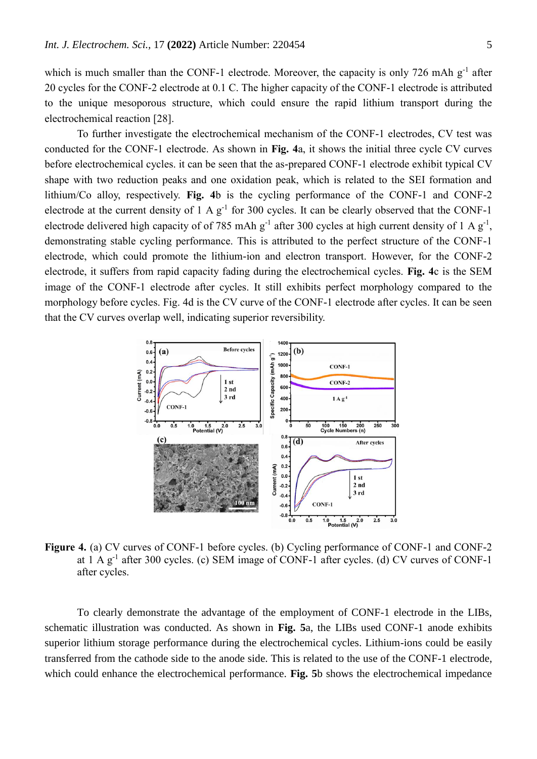which is much smaller than the CONF-1 electrode. Moreover, the capacity is only 726 mAh $g^{-1}$ after 20 cycles for the CONF-2 electrode at 0.1 C. The higher capacity of the CONF-1 electrode is attributed to the unique mesoporous structure, which could ensure the rapid lithium transport during the electrochemical reaction [28].

To further investigate the electrochemical mechanism of the CONF-1 electrodes, CV test was conducted for the CONF-1 electrode. As shown in **Fig. 4**a, it shows the initial three cycle CV curves before electrochemical cycles. it can be seen that the as-prepared CONF-1 electrode exhibit typical CV shape with two reduction peaks and one oxidation peak, which is related to the SEI formation and lithium/Co alloy, respectively. **Fig. 4**b is the cycling performance of the CONF-1 and CONF-2 electrode at the current density of 1 A $g^{-1}$ for 300 cycles. It can be clearly observed that the CONF-1 electrode delivered high capacity of of 785 mAh $g^{-1}$ after 300 cycles at high current density of 1 A $g^{-1}$, demonstrating stable cycling performance. This is attributed to the perfect structure of the CONF-1 electrode, which could promote the lithium-ion and electron transport. However, for the CONF-2 electrode, it suffers from rapid capacity fading during the electrochemical cycles. **Fig. 4**c is the SEM image of the CONF-1 electrode after cycles. It still exhibits perfect morphology compared to the morphology before cycles. Fig. 4d is the CV curve of the CONF-1 electrode after cycles. It can be seen that the CV curves overlap well, indicating superior reversibility.

**Figure 4.** (a) CV curves of CONF-1 before cycles. (b) Cycling performance of CONF-1 and CONF-2 at 1 A $g^{-1}$ after 300 cycles. (c) SEM image of CONF-1 after cycles. (d) CV curves of CONF-1 after cycles.

To clearly demonstrate the advantage of the employment of CONF-1 electrode in the LIBs, schematic illustration was conducted. As shown in **Fig. 5**a, the LIBs used CONF-1 anode exhibits superior lithium storage performance during the electrochemical cycles. Lithium-ions could be easily transferred from the cathode side to the anode side. This is related to the use of the CONF-1 electrode, which could enhance the electrochemical performance. **Fig. 5**b shows the electrochemical impedance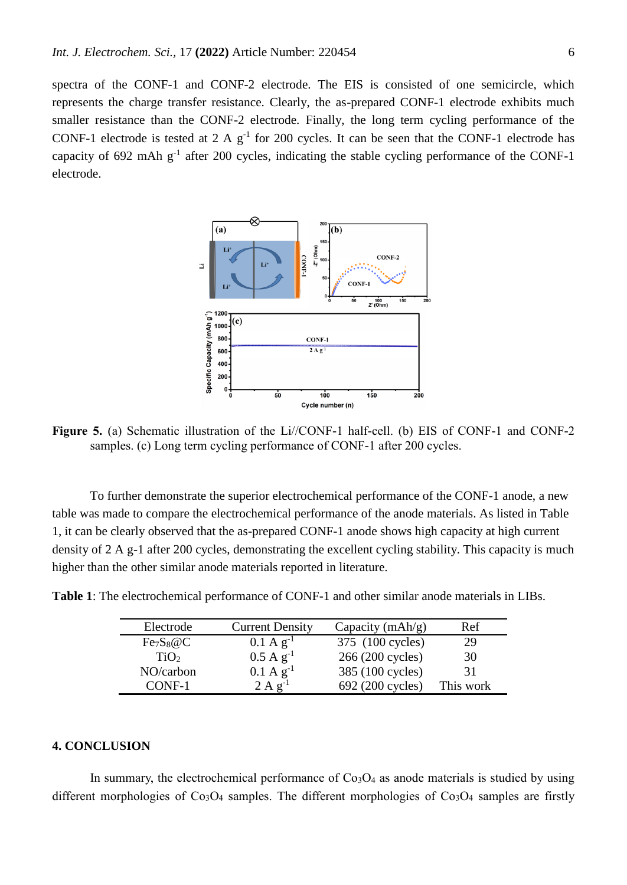spectra of the CONF-1 and CONF-2 electrode. The EIS is consisted of one semicircle, which represents the charge transfer resistance. Clearly, the as-prepared CONF-1 electrode exhibits much smaller resistance than the CONF-2 electrode. Finally, the long term cycling performance of the CONF-1 electrode is tested at 2 A $g^{-1}$ for 200 cycles. It can be seen that the CONF-1 electrode has capacity of 692 mAh $g^{-1}$ after 200 cycles, indicating the stable cycling performance of the CONF-1 electrode.

**Figure 5.** (a) Schematic illustration of the Li//CONF-1 half-cell. (b) EIS of CONF-1 and CONF-2 samples. (c) Long term cycling performance of CONF-1 after 200 cycles.

To further demonstrate the superior electrochemical performance of the CONF-1 anode, a new table was made to compare the electrochemical performance of the anode materials. As listed in Table 1, it can be clearly observed that the as-prepared CONF-1 anode shows high capacity at high current density of 2 A g-1 after 200 cycles, demonstrating the excellent cycling stability. This capacity is much higher than the other similar anode materials reported in literature.

**Table 1**: The electrochemical performance of CONF-1 and other similar anode materials in LIBs.

| Electrode | Current Density | Capacity (mAh/g) | Ref |
|---|---|---|---|
| $Fe_7S_8$@C | 0.1 A $g^{-1}$ | 375 (100 cycles) | 29 |
| $TiO_2$ | 0.5 A $g^{-1}$ | 266 (200 cycles) | 30 |
| NO/carbon | 0.1 A $g^{-1}$ | 385 (100 cycles) | 31 |
| CONF-1 | 2 A $g^{-1}$ | 692 (200 cycles) | This work |

## 4. CONCLUSION

In summary, the electrochemical performance of $Co_3O_4$ as anode materials is studied by using different morphologies of $Co_3O_4$ samples. The different morphologies of $Co_3O_4$ samples are firstly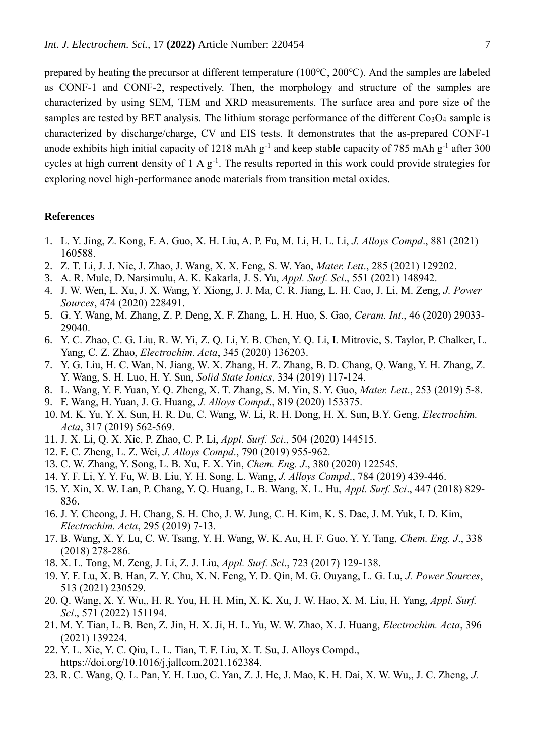prepared by heating the precursor at different temperature (100°C, 200°C). And the samples are labeled as CONF-1 and CONF-2, respectively. Then, the morphology and structure of the samples are characterized by using SEM, TEM and XRD measurements. The surface area and pore size of the samples are tested by BET analysis. The lithium storage performance of the different $Co_3O_4$ sample is characterized by discharge/charge, CV and EIS tests. It demonstrates that the as-prepared CONF-1 anode exhibits high initial capacity of 1218 mAh $g^{-1}$ and keep stable capacity of 785 mAh $g^{-1}$ after 300 cycles at high current density of 1 A $g^{-1}$. The results reported in this work could provide strategies for exploring novel high-performance anode materials from transition metal oxides.

## References

1. L. Y. Jing, Z. Kong, F. A. Guo, X. H. Liu, A. P. Fu, M. Li, H. L. Li, *J. Alloys Compd*., 881 (2021) 160588.
2. Z. T. Li, J. J. Nie, J. Zhao, J. Wang, X. X. Feng, S. W. Yao, *Mater. Lett*., 285 (2021) 129202.
3. A. R. Mule, D. Narsimulu, A. K. Kakarla, J. S. Yu, *Appl. Surf. Sci*., 551 (2021) 148942.
4. J. W. Wen, L. Xu, J. X. Wang, Y. Xiong, J. J. Ma, C. R. Jiang, L. H. Cao, J. Li, M. Zeng, *J. Power Sources*, 474 (2020) 228491.
5. G. Y. Wang, M. Zhang, Z. P. Deng, X. F. Zhang, L. H. Huo, S. Gao, *Ceram. Int*., 46 (2020) 29033-29040.
6. Y. C. Zhao, C. G. Liu, R. W. Yi, Z. Q. Li, Y. B. Chen, Y. Q. Li, I. Mitrovic, S. Taylor, P. Chalker, L. Yang, C. Z. Zhao, *Electrochim. Acta*, 345 (2020) 136203.
7. Y. G. Liu, H. C. Wan, N. Jiang, W. X. Zhang, H. Z. Zhang, B. D. Chang, Q. Wang, Y. H. Zhang, Z. Y. Wang, S. H. Luo, H. Y. Sun, *Solid State Ionics*, 334 (2019) 117-124.
8. L. Wang, Y. F. Yuan, Y. Q. Zheng, X. T. Zhang, S. M. Yin, S. Y. Guo, *Mater. Lett*., 253 (2019) 5-8.
9. F. Wang, H. Yuan, J. G. Huang, *J. Alloys Compd*., 819 (2020) 153375.
10. M. K. Yu, Y. X. Sun, H. R. Du, C. Wang, W. Li, R. H. Dong, H. X. Sun, B.Y. Geng, *Electrochim. Acta*, 317 (2019) 562-569.
11. J. X. Li, Q. X. Xie, P. Zhao, C. P. Li, *Appl. Surf. Sci*., 504 (2020) 144515.
12. F. C. Zheng, L. Z. Wei, *J. Alloys Compd*., 790 (2019) 955-962.
13. C. W. Zhang, Y. Song, L. B. Xu, F. X. Yin, *Chem. Eng. J*., 380 (2020) 122545.
14. Y. F. Li, Y. Y. Fu, W. B. Liu, Y. H. Song, L. Wang, *J. Alloys Compd*., 784 (2019) 439-446.
15. Y. Xin, X. W. Lan, P. Chang, Y. Q. Huang, L. B. Wang, X. L. Hu, *Appl. Surf. Sci*., 447 (2018) 829-836.
16. J. Y. Cheong, J. H. Chang, S. H. Cho, J. W. Jung, C. H. Kim, K. S. Dae, J. M. Yuk, I. D. Kim, *Electrochim. Acta*, 295 (2019) 7-13.
17. B. Wang, X. Y. Lu, C. W. Tsang, Y. H. Wang, W. K. Au, H. F. Guo, Y. Y. Tang, *Chem. Eng. J*., 338 (2018) 278-286.
18. X. L. Tong, M. Zeng, J. Li, Z. J. Liu, *Appl. Surf. Sci*., 723 (2017) 129-138.
19. Y. F. Lu, X. B. Han, Z. Y. Chu, X. N. Feng, Y. D. Qin, M. G. Ouyang, L. G. Lu, *J. Power Sources*, 513 (2021) 230529.
20. Q. Wang, X. Y. Wu,, H. R. You, H. H. Min, X. K. Xu, J. W. Hao, X. M. Liu, H. Yang, *Appl. Surf. Sci*., 571 (2022) 151194.
21. M. Y. Tian, L. B. Ben, Z. Jin, H. X. Ji, H. L. Yu, W. W. Zhao, X. J. Huang, *Electrochim. Acta*, 396 (2021) 139224.
22. Y. L. Xie, Y. C. Qiu, L. L. Tian, T. F. Liu, X. T. Su, J. Alloys Compd., https://doi.org/10.1016/j.jallcom.2021.162384.
23. R. C. Wang, Q. L. Pan, Y. H. Luo, C. Yan, Z. J. He, J. Mao, K. H. Dai, X. W. Wu,, J. C. Zheng, *J.*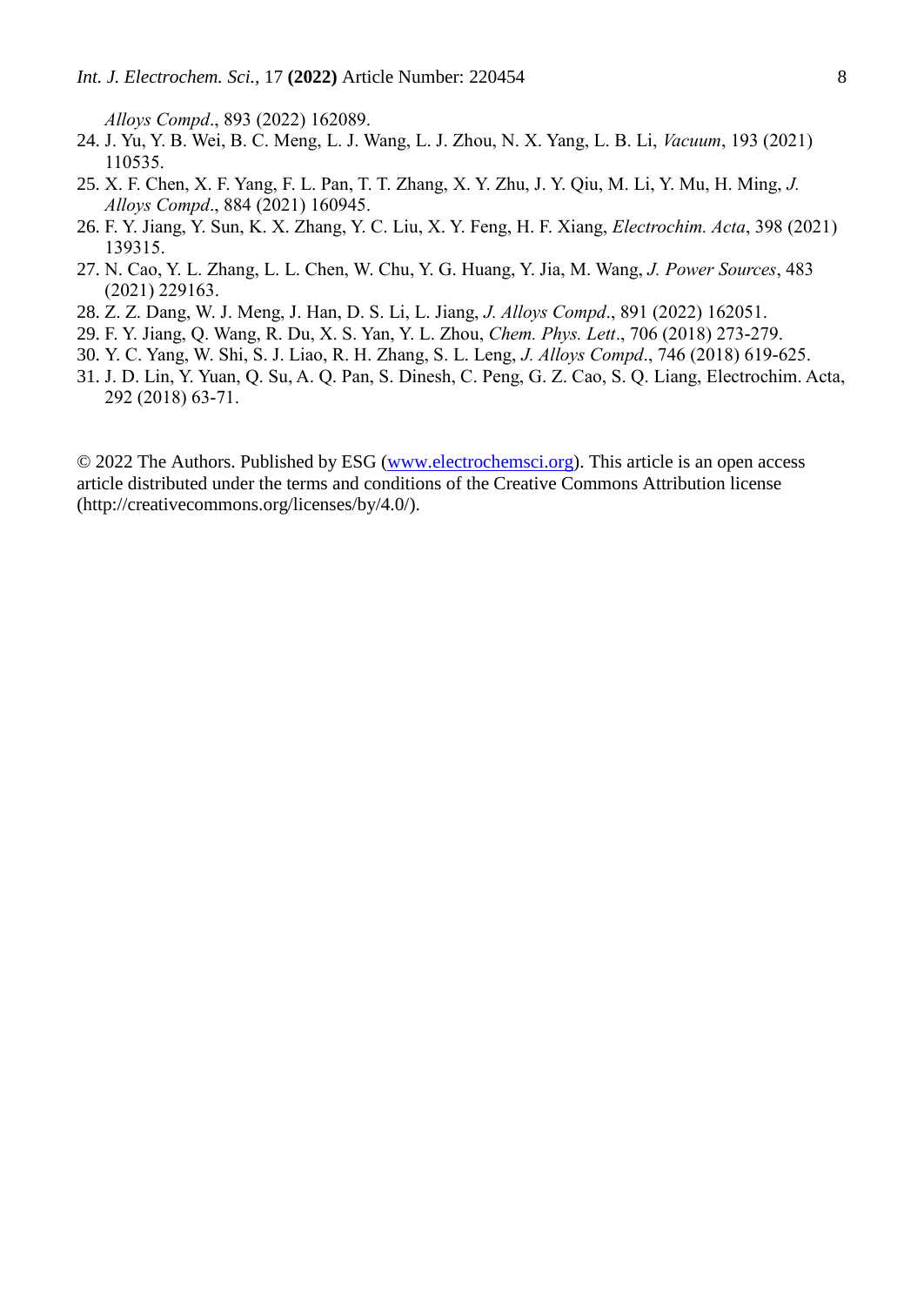*Alloys Compd*., 893 (2022) 162089.

24. J. Yu, Y. B. Wei, B. C. Meng, L. J. Wang, L. J. Zhou, N. X. Yang, L. B. Li, *Vacuum*, 193 (2021) 110535.
25. X. F. Chen, X. F. Yang, F. L. Pan, T. T. Zhang, X. Y. Zhu, J. Y. Qiu, M. Li, Y. Mu, H. Ming, *J. Alloys Compd*., 884 (2021) 160945.
26. F. Y. Jiang, Y. Sun, K. X. Zhang, Y. C. Liu, X. Y. Feng, H. F. Xiang, *Electrochim. Acta*, 398 (2021) 139315.
27. N. Cao, Y. L. Zhang, L. L. Chen, W. Chu, Y. G. Huang, Y. Jia, M. Wang, *J. Power Sources*, 483 (2021) 229163.
28. Z. Z. Dang, W. J. Meng, J. Han, D. S. Li, L. Jiang, *J. Alloys Compd*., 891 (2022) 162051.
29. F. Y. Jiang, Q. Wang, R. Du, X. S. Yan, Y. L. Zhou, *Chem. Phys. Lett*., 706 (2018) 273-279.
30. Y. C. Yang, W. Shi, S. J. Liao, R. H. Zhang, S. L. Leng, *J. Alloys Compd*., 746 (2018) 619-625.
31. J. D. Lin, Y. Yuan, Q. Su, A. Q. Pan, S. Dinesh, C. Peng, G. Z. Cao, S. Q. Liang, Electrochim. Acta, 292 (2018) 63-71.

© 2022 The Authors. Published by ESG (www.electrochemsci.org). This article is an open access article distributed under the terms and conditions of the Creative Commons Attribution license (http://creativecommons.org/licenses/by/4.0/).